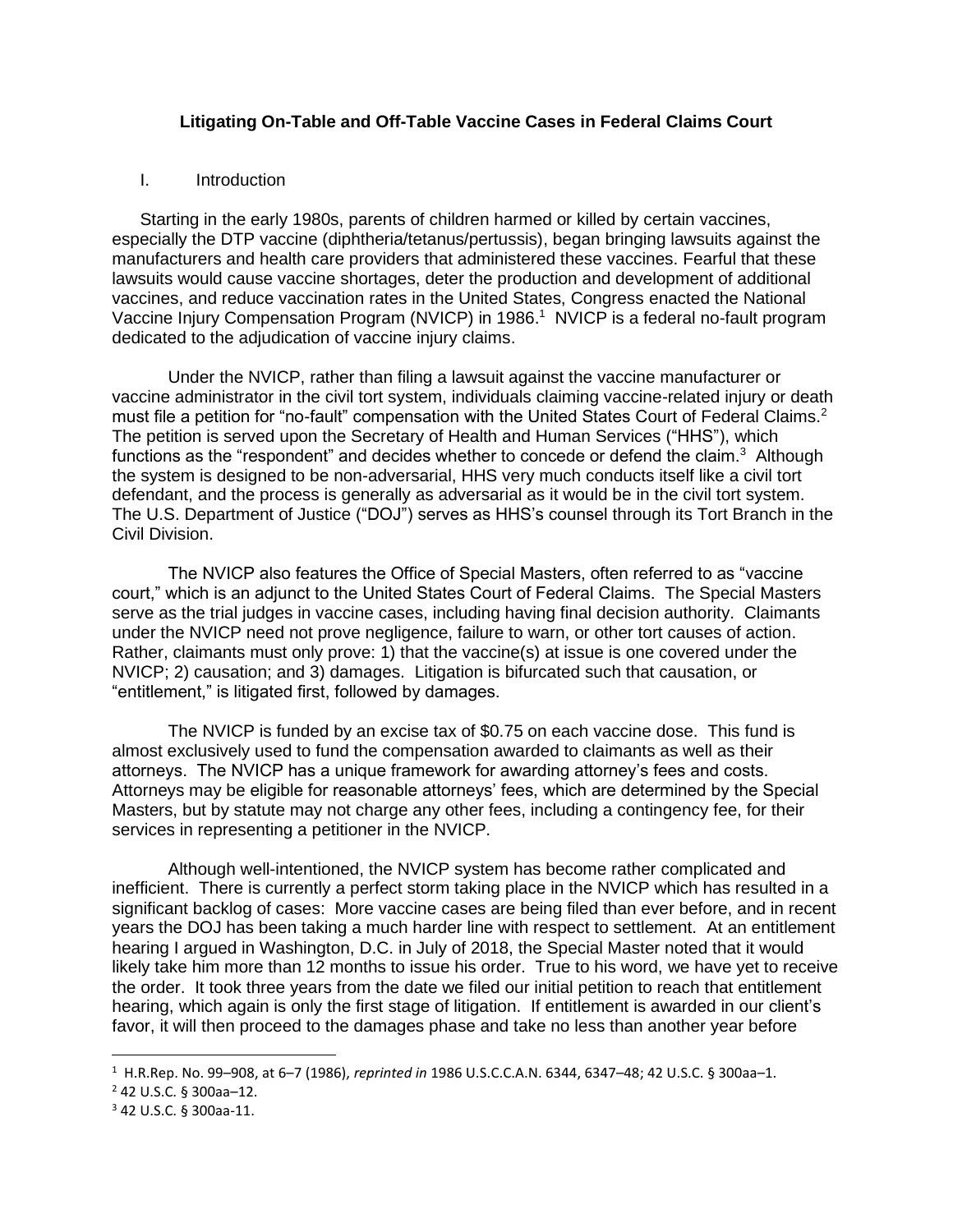# Litigating On-Table and Off-Table Vaccine Cases in Federal Claims Court

## I. Introduction

Starting in the early 1980s, parents of children harmed or killed by certain vaccines, especially the DTP vaccine (diphtheria/tetanus/pertussis), began bringing lawsuits against the manufacturers and health care providers that administered these vaccines. Fearful that these lawsuits would cause vaccine shortages, deter the production and development of additional vaccines, and reduce vaccination rates in the United States, Congress enacted the National Vaccine Injury Compensation Program (NVICP) in 1986.[1] NVICP is a federal no-fault program dedicated to the adjudication of vaccine injury claims.

Under the NVICP, rather than filing a lawsuit against the vaccine manufacturer or vaccine administrator in the civil tort system, individuals claiming vaccine-related injury or death must file a petition for "no-fault" compensation with the United States Court of Federal Claims.[2] The petition is served upon the Secretary of Health and Human Services ("HHS"), which functions as the "respondent" and decides whether to concede or defend the claim.[3] Although the system is designed to be non-adversarial, HHS very much conducts itself like a civil tort defendant, and the process is generally as adversarial as it would be in the civil tort system. The U.S. Department of Justice ("DOJ") serves as HHS's counsel through its Tort Branch in the Civil Division.

The NVICP also features the Office of Special Masters, often referred to as "vaccine court," which is an adjunct to the United States Court of Federal Claims. The Special Masters serve as the trial judges in vaccine cases, including having final decision authority. Claimants under the NVICP need not prove negligence, failure to warn, or other tort causes of action. Rather, claimants must only prove: 1) that the vaccine(s) at issue is one covered under the NVICP; 2) causation; and 3) damages. Litigation is bifurcated such that causation, or "entitlement," is litigated first, followed by damages.

The NVICP is funded by an excise tax of $0.75 on each vaccine dose. This fund is almost exclusively used to fund the compensation awarded to claimants as well as their attorneys. The NVICP has a unique framework for awarding attorney's fees and costs. Attorneys may be eligible for reasonable attorneys' fees, which are determined by the Special Masters, but by statute may not charge any other fees, including a contingency fee, for their services in representing a petitioner in the NVICP.

Although well-intentioned, the NVICP system has become rather complicated and inefficient. There is currently a perfect storm taking place in the NVICP which has resulted in a significant backlog of cases: More vaccine cases are being filed than ever before, and in recent years the DOJ has been taking a much harder line with respect to settlement. At an entitlement hearing I argued in Washington, D.C. in July of 2018, the Special Master noted that it would likely take him more than 12 months to issue his order. True to his word, we have yet to receive the order. It took three years from the date we filed our initial petition to reach that entitlement hearing, which again is only the first stage of litigation. If entitlement is awarded in our client's favor, it will then proceed to the damages phase and take no less than another year before

---

[1] H.R.Rep. No. 99–908, at 6–7 (1986), *reprinted in* 1986 U.S.C.C.A.N. 6344, 6347–48; 42 U.S.C. § 300aa–1.

[2] 42 U.S.C. § 300aa–12.

[3] 42 U.S.C. § 300aa-11.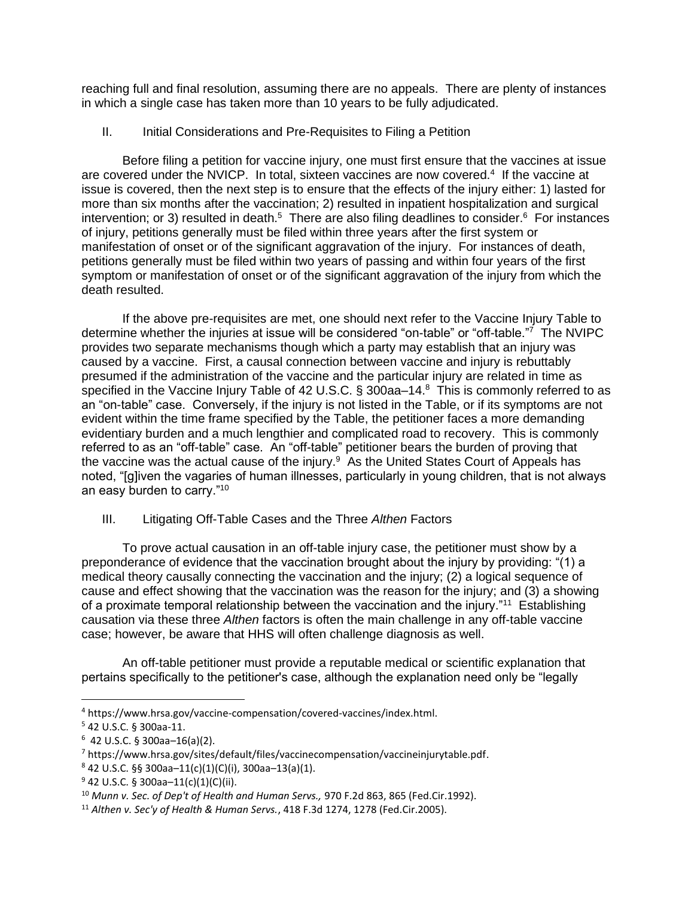reaching full and final resolution, assuming there are no appeals. There are plenty of instances in which a single case has taken more than 10 years to be fully adjudicated.

## II. Initial Considerations and Pre-Requisites to Filing a Petition

Before filing a petition for vaccine injury, one must first ensure that the vaccines at issue are covered under the NVICP. In total, sixteen vaccines are now covered.[4] If the vaccine at issue is covered, then the next step is to ensure that the effects of the injury either: 1) lasted for more than six months after the vaccination; 2) resulted in inpatient hospitalization and surgical intervention; or 3) resulted in death.[5] There are also filing deadlines to consider.[6] For instances of injury, petitions generally must be filed within three years after the first system or manifestation of onset or of the significant aggravation of the injury. For instances of death, petitions generally must be filed within two years of passing and within four years of the first symptom or manifestation of onset or of the significant aggravation of the injury from which the death resulted.

If the above pre-requisites are met, one should next refer to the Vaccine Injury Table to determine whether the injuries at issue will be considered "on-table" or "off-table."[7] The NVIPC provides two separate mechanisms though which a party may establish that an injury was caused by a vaccine. First, a causal connection between vaccine and injury is rebuttably presumed if the administration of the vaccine and the particular injury are related in time as specified in the Vaccine Injury Table of 42 U.S.C. § 300aa–14.[8] This is commonly referred to as an "on-table" case. Conversely, if the injury is not listed in the Table, or if its symptoms are not evident within the time frame specified by the Table, the petitioner faces a more demanding evidentiary burden and a much lengthier and complicated road to recovery. This is commonly referred to as an "off-table" case. An "off-table" petitioner bears the burden of proving that the vaccine was the actual cause of the injury.[9] As the United States Court of Appeals has noted, "[g]iven the vagaries of human illnesses, particularly in young children, that is not always an easy burden to carry."[10]

## III. Litigating Off-Table Cases and the Three *Althen* Factors

To prove actual causation in an off-table injury case, the petitioner must show by a preponderance of evidence that the vaccination brought about the injury by providing: "(1) a medical theory causally connecting the vaccination and the injury; (2) a logical sequence of cause and effect showing that the vaccination was the reason for the injury; and (3) a showing of a proximate temporal relationship between the vaccination and the injury."[11] Establishing causation via these three *Althen* factors is often the main challenge in any off-table vaccine case; however, be aware that HHS will often challenge diagnosis as well.

An off-table petitioner must provide a reputable medical or scientific explanation that pertains specifically to the petitioner's case, although the explanation need only be "legally

---

[4] https://www.hrsa.gov/vaccine-compensation/covered-vaccines/index.html.

[5] 42 U.S.C. § 300aa-11.

[6] 42 U.S.C. § 300aa–16(a)(2).

[7] https://www.hrsa.gov/sites/default/files/vaccinecompensation/vaccineinjurytable.pdf.

[8] 42 U.S.C. §§ 300aa–11(c)(1)(C)(i), 300aa–13(a)(1).

[9] 42 U.S.C. § 300aa–11(c)(1)(C)(ii).

[10] *Munn v. Sec. of Dep't of Health and Human Servs.,* 970 F.2d 863, 865 (Fed.Cir.1992).

[11] *Althen v. Sec'y of Health & Human Servs.*, 418 F.3d 1274, 1278 (Fed.Cir.2005).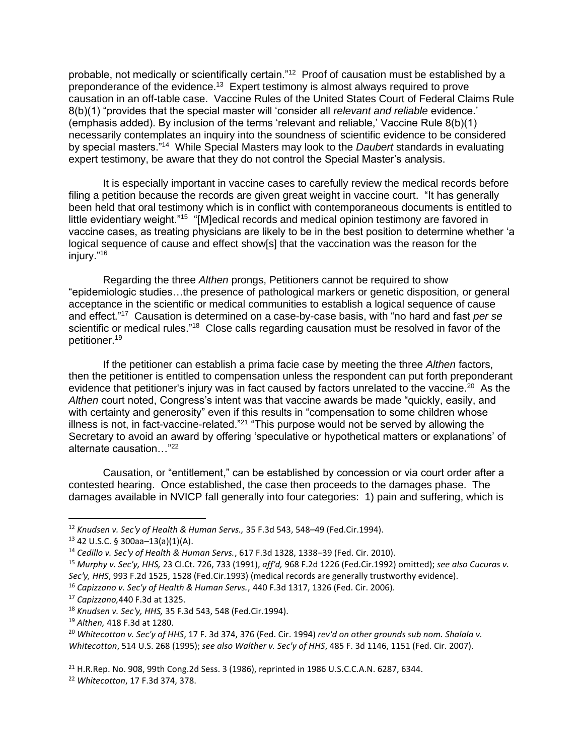probable, not medically or scientifically certain."[12] Proof of causation must be established by a preponderance of the evidence.[13] Expert testimony is almost always required to prove causation in an off-table case. Vaccine Rules of the United States Court of Federal Claims Rule 8(b)(1) "provides that the special master will 'consider all *relevant and reliable* evidence.' (emphasis added). By inclusion of the terms 'relevant and reliable,' Vaccine Rule 8(b)(1) necessarily contemplates an inquiry into the soundness of scientific evidence to be considered by special masters."[14] While Special Masters may look to the *Daubert* standards in evaluating expert testimony, be aware that they do not control the Special Master's analysis.

It is especially important in vaccine cases to carefully review the medical records before filing a petition because the records are given great weight in vaccine court. "It has generally been held that oral testimony which is in conflict with contemporaneous documents is entitled to little evidentiary weight."[15] "[M]edical records and medical opinion testimony are favored in vaccine cases, as treating physicians are likely to be in the best position to determine whether 'a logical sequence of cause and effect show[s] that the vaccination was the reason for the injury."[16]

Regarding the three *Althen* prongs, Petitioners cannot be required to show "epidemiologic studies…the presence of pathological markers or genetic disposition, or general acceptance in the scientific or medical communities to establish a logical sequence of cause and effect."[17] Causation is determined on a case-by-case basis, with "no hard and fast *per se* scientific or medical rules."[18] Close calls regarding causation must be resolved in favor of the petitioner.[19]

If the petitioner can establish a prima facie case by meeting the three *Althen* factors, then the petitioner is entitled to compensation unless the respondent can put forth preponderant evidence that petitioner's injury was in fact caused by factors unrelated to the vaccine.[20] As the *Althen* court noted, Congress's intent was that vaccine awards be made "quickly, easily, and with certainty and generosity" even if this results in "compensation to some children whose illness is not, in fact-vaccine-related."[21] "This purpose would not be served by allowing the Secretary to avoid an award by offering 'speculative or hypothetical matters or explanations' of alternate causation…"[22]

Causation, or "entitlement," can be established by concession or via court order after a contested hearing. Once established, the case then proceeds to the damages phase. The damages available in NVICP fall generally into four categories: 1) pain and suffering, which is

---

[12] *Knudsen v. Sec'y of Health & Human Servs.,* 35 F.3d 543, 548–49 (Fed.Cir.1994).

[13] 42 U.S.C. § 300aa–13(a)(1)(A).

[14] *Cedillo v. Sec'y of Health & Human Servs.*, 617 F.3d 1328, 1338–39 (Fed. Cir. 2010).

[15] *Murphy v. Sec'y, HHS,* 23 Cl.Ct. 726, 733 (1991), *aff'd,* 968 F.2d 1226 (Fed.Cir.1992) omitted); *see also Cucuras v. Sec'y, HHS*, 993 F.2d 1525, 1528 (Fed.Cir.1993) (medical records are generally trustworthy evidence).

[16] *Capizzano v. Sec'y of Health & Human Servs.*, 440 F.3d 1317, 1326 (Fed. Cir. 2006).

[17] *Capizzano,*440 F.3d at 1325.

[18] *Knudsen v. Sec'y, HHS,* 35 F.3d 543, 548 (Fed.Cir.1994).

[19] *Althen,* 418 F.3d at 1280.

[20] *Whitecotton v. Sec'y of HHS*, 17 F. 3d 374, 376 (Fed. Cir. 1994) *rev'd on other grounds sub nom. Shalala v. Whitecotton*, 514 U.S. 268 (1995); *see also Walther v. Sec'y of HHS*, 485 F. 3d 1146, 1151 (Fed. Cir. 2007).

[21] H.R.Rep. No. 908, 99th Cong.2d Sess. 3 (1986), reprinted in 1986 U.S.C.C.A.N. 6287, 6344.

[22] *Whitecotton*, 17 F.3d 374, 378.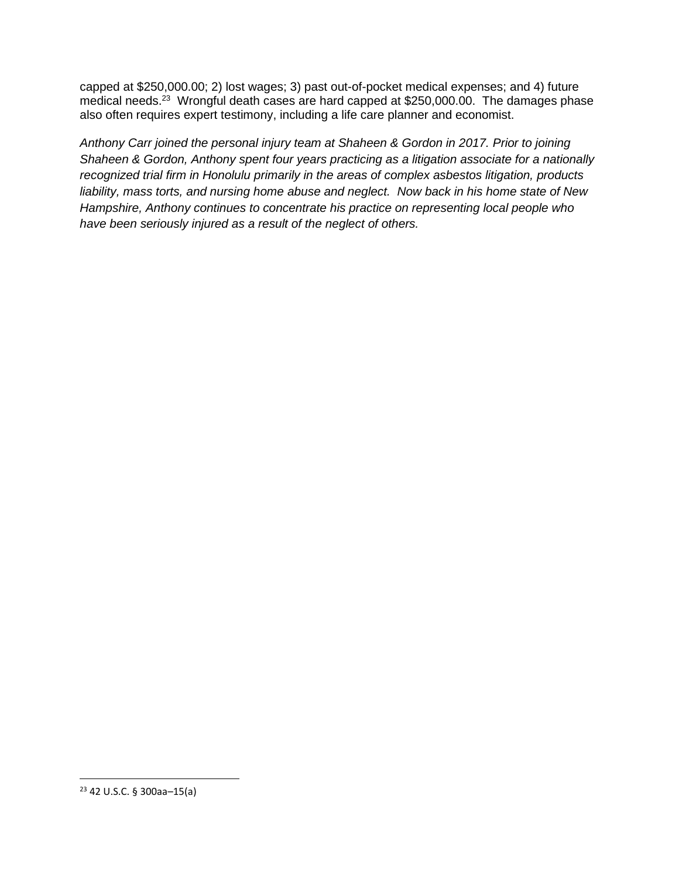capped at $250,000.00; 2) lost wages; 3) past out-of-pocket medical expenses; and 4) future medical needs.[23] Wrongful death cases are hard capped at $250,000.00. The damages phase also often requires expert testimony, including a life care planner and economist.

*Anthony Carr joined the personal injury team at Shaheen & Gordon in 2017. Prior to joining Shaheen & Gordon, Anthony spent four years practicing as a litigation associate for a nationally recognized trial firm in Honolulu primarily in the areas of complex asbestos litigation, products liability, mass torts, and nursing home abuse and neglect. Now back in his home state of New Hampshire, Anthony continues to concentrate his practice on representing local people who have been seriously injured as a result of the neglect of others.*

---

[23] 42 U.S.C. § 300aa–15(a)